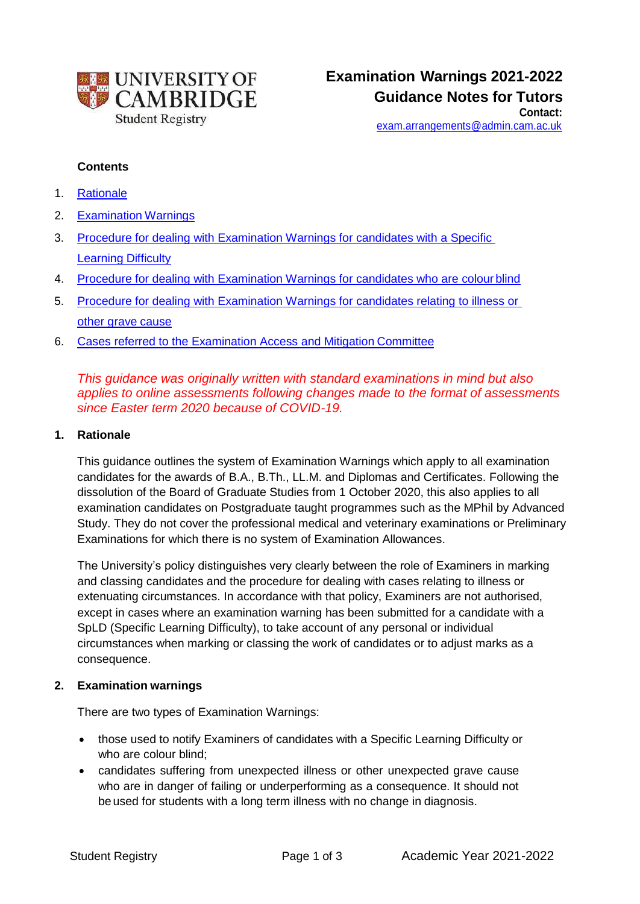UNIVERSITY OF CAMBRIDGE
Student Registry

# Examination Warnings 2021-2022
## Guidance Notes for Tutors

**Contact:**
exam.arrangements@admin.cam.ac.uk

**Contents**

1. Rationale
2. Examination Warnings
3. Procedure for dealing with Examination Warnings for candidates with a Specific Learning Difficulty
4. Procedure for dealing with Examination Warnings for candidates who are colour blind
5. Procedure for dealing with Examination Warnings for candidates relating to illness or other grave cause
6. Cases referred to the Examination Access and Mitigation Committee

*This guidance was originally written with standard examinations in mind but also applies to online assessments following changes made to the format of assessments since Easter term 2020 because of COVID-19.*

### 1. Rationale

This guidance outlines the system of Examination Warnings which apply to all examination candidates for the awards of B.A., B.Th., LL.M. and Diplomas and Certificates. Following the dissolution of the Board of Graduate Studies from 1 October 2020, this also applies to all examination candidates on Postgraduate taught programmes such as the MPhil by Advanced Study. They do not cover the professional medical and veterinary examinations or Preliminary Examinations for which there is no system of Examination Allowances.

The University's policy distinguishes very clearly between the role of Examiners in marking and classing candidates and the procedure for dealing with cases relating to illness or extenuating circumstances. In accordance with that policy, Examiners are not authorised, except in cases where an examination warning has been submitted for a candidate with a SpLD (Specific Learning Difficulty), to take account of any personal or individual circumstances when marking or classing the work of candidates or to adjust marks as a consequence.

### 2. Examination warnings

There are two types of Examination Warnings:

- those used to notify Examiners of candidates with a Specific Learning Difficulty or who are colour blind;
- candidates suffering from unexpected illness or other unexpected grave cause who are in danger of failing or underperforming as a consequence. It should not be used for students with a long term illness with no change in diagnosis.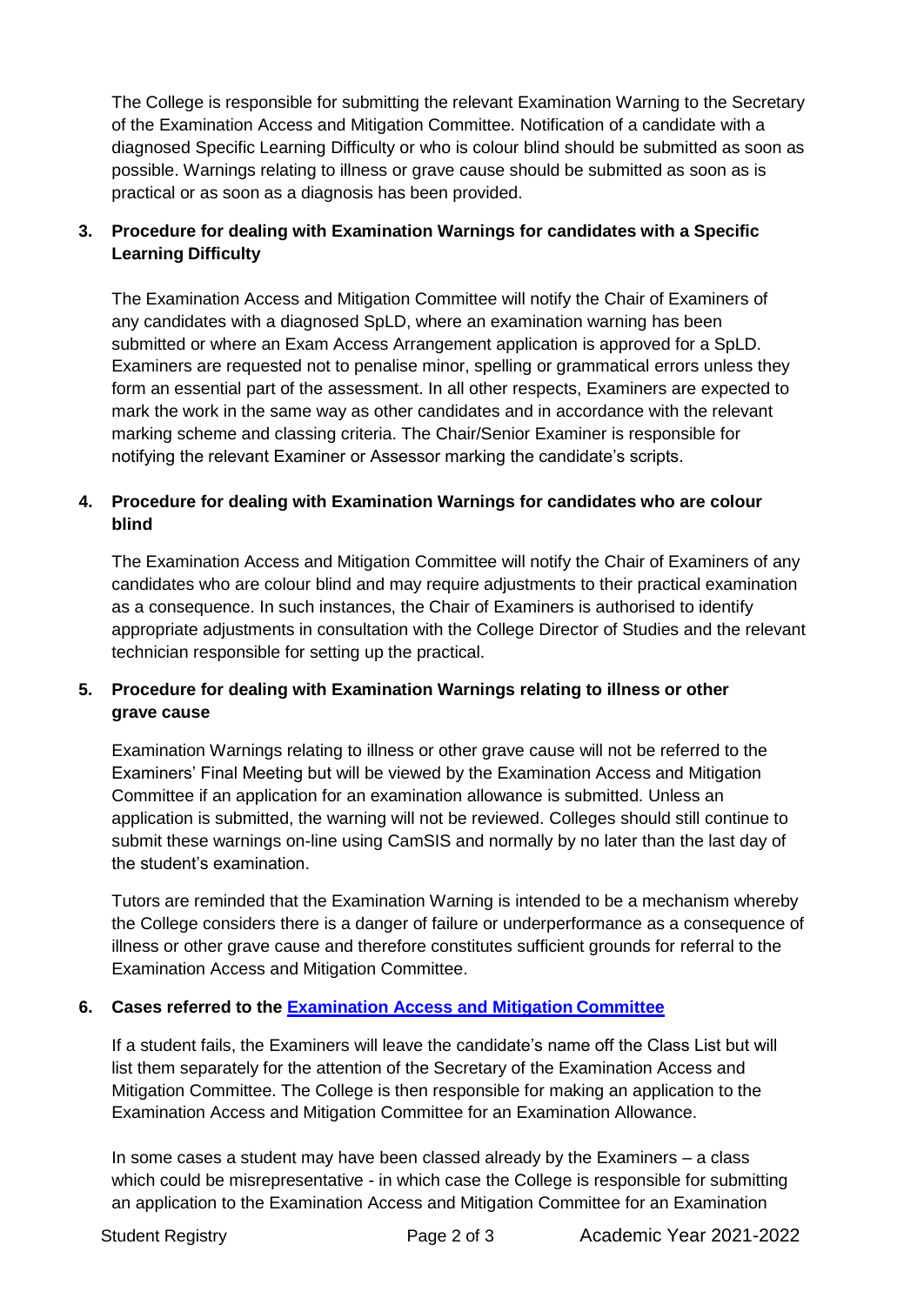The College is responsible for submitting the relevant Examination Warning to the Secretary of the Examination Access and Mitigation Committee. Notification of a candidate with a diagnosed Specific Learning Difficulty or who is colour blind should be submitted as soon as possible. Warnings relating to illness or grave cause should be submitted as soon as is practical or as soon as a diagnosis has been provided.

## 3. Procedure for dealing with Examination Warnings for candidates with a Specific Learning Difficulty

The Examination Access and Mitigation Committee will notify the Chair of Examiners of any candidates with a diagnosed SpLD, where an examination warning has been submitted or where an Exam Access Arrangement application is approved for a SpLD. Examiners are requested not to penalise minor, spelling or grammatical errors unless they form an essential part of the assessment. In all other respects, Examiners are expected to mark the work in the same way as other candidates and in accordance with the relevant marking scheme and classing criteria. The Chair/Senior Examiner is responsible for notifying the relevant Examiner or Assessor marking the candidate's scripts.

## 4. Procedure for dealing with Examination Warnings for candidates who are colour blind

The Examination Access and Mitigation Committee will notify the Chair of Examiners of any candidates who are colour blind and may require adjustments to their practical examination as a consequence. In such instances, the Chair of Examiners is authorised to identify appropriate adjustments in consultation with the College Director of Studies and the relevant technician responsible for setting up the practical.

## 5. Procedure for dealing with Examination Warnings relating to illness or other grave cause

Examination Warnings relating to illness or other grave cause will not be referred to the Examiners' Final Meeting but will be viewed by the Examination Access and Mitigation Committee if an application for an examination allowance is submitted. Unless an application is submitted, the warning will not be reviewed. Colleges should still continue to submit these warnings on-line using CamSIS and normally by no later than the last day of the student's examination.

Tutors are reminded that the Examination Warning is intended to be a mechanism whereby the College considers there is a danger of failure or underperformance as a consequence of illness or other grave cause and therefore constitutes sufficient grounds for referral to the Examination Access and Mitigation Committee.

## 6. Cases referred to the Examination Access and Mitigation Committee

If a student fails, the Examiners will leave the candidate's name off the Class List but will list them separately for the attention of the Secretary of the Examination Access and Mitigation Committee. The College is then responsible for making an application to the Examination Access and Mitigation Committee for an Examination Allowance.

In some cases a student may have been classed already by the Examiners – a class which could be misrepresentative - in which case the College is responsible for submitting an application to the Examination Access and Mitigation Committee for an Examination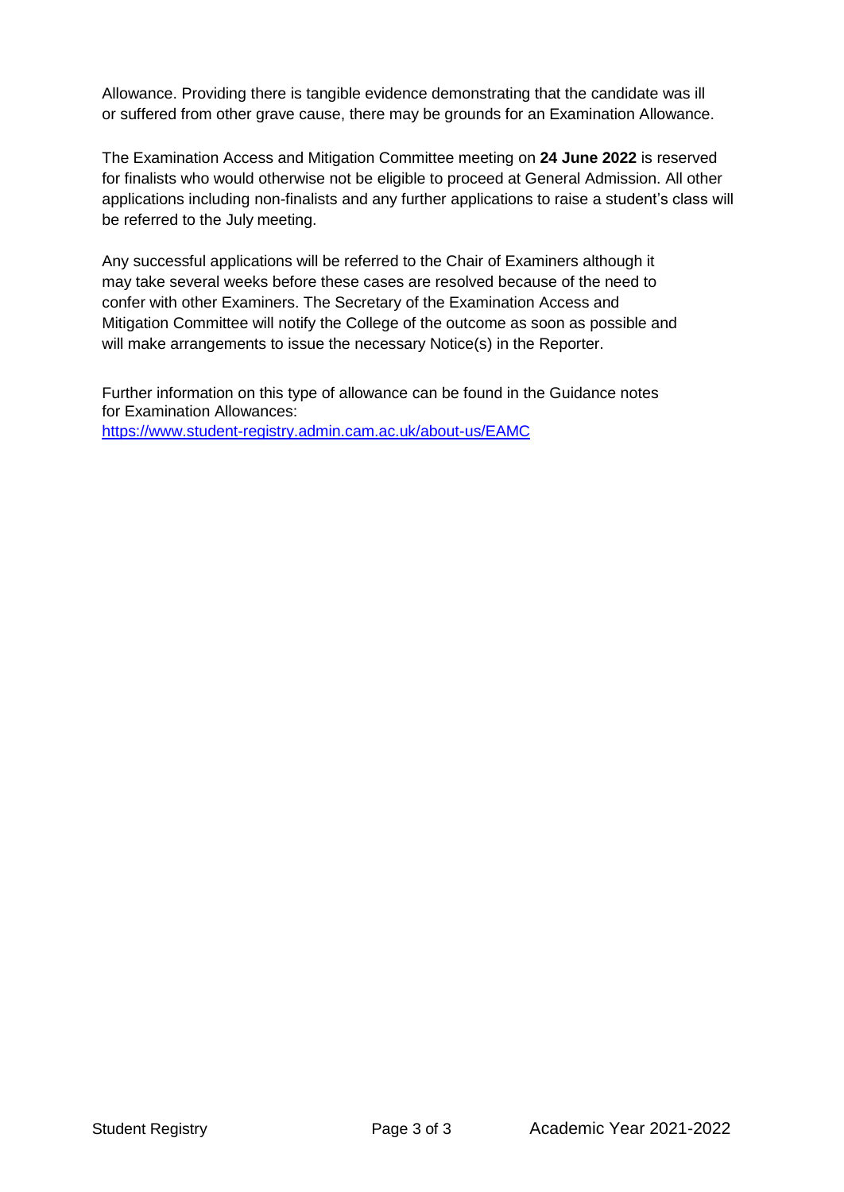Allowance. Providing there is tangible evidence demonstrating that the candidate was ill or suffered from other grave cause, there may be grounds for an Examination Allowance.

The Examination Access and Mitigation Committee meeting on **24 June 2022** is reserved for finalists who would otherwise not be eligible to proceed at General Admission. All other applications including non-finalists and any further applications to raise a student's class will be referred to the July meeting.

Any successful applications will be referred to the Chair of Examiners although it may take several weeks before these cases are resolved because of the need to confer with other Examiners. The Secretary of the Examination Access and Mitigation Committee will notify the College of the outcome as soon as possible and will make arrangements to issue the necessary Notice(s) in the Reporter.

Further information on this type of allowance can be found in the Guidance notes for Examination Allowances:
[https://www.student-registry.admin.cam.ac.uk/about-us/EAMC](https://www.student-registry.admin.cam.ac.uk/about-us/EAMC)